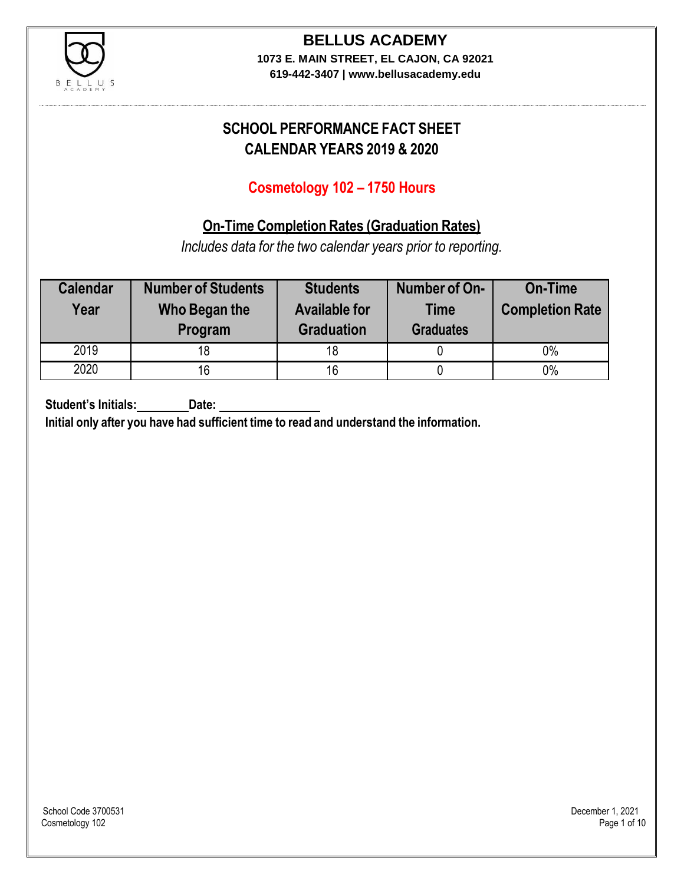# BELLUS ACADEMY

**1073 E. MAIN STREET, EL CAJON, CA 92021**
**619-442-3407 | www.bellusacademy.edu**

## SCHOOL PERFORMANCE FACT SHEET
## CALENDAR YEARS 2019 & 2020

### Cosmetology 102 – 1750 Hours

### On-Time Completion Rates (Graduation Rates)

*Includes data for the two calendar years prior to reporting.*

| Calendar Year | Number of Students Who Began the Program | Students Available for Graduation | Number of On-Time Graduates | On-Time Completion Rate |
|---|---|---|---|---|
| 2019 | 18 | 18 | 0 | 0% |
| 2020 | 16 | 16 | 0 | 0% |

**Student's Initials:________ Date: ________________**

**Initial only after you have had sufficient time to read and understand the information.**

School Code 3700531
Cosmetology 102

December 1, 2021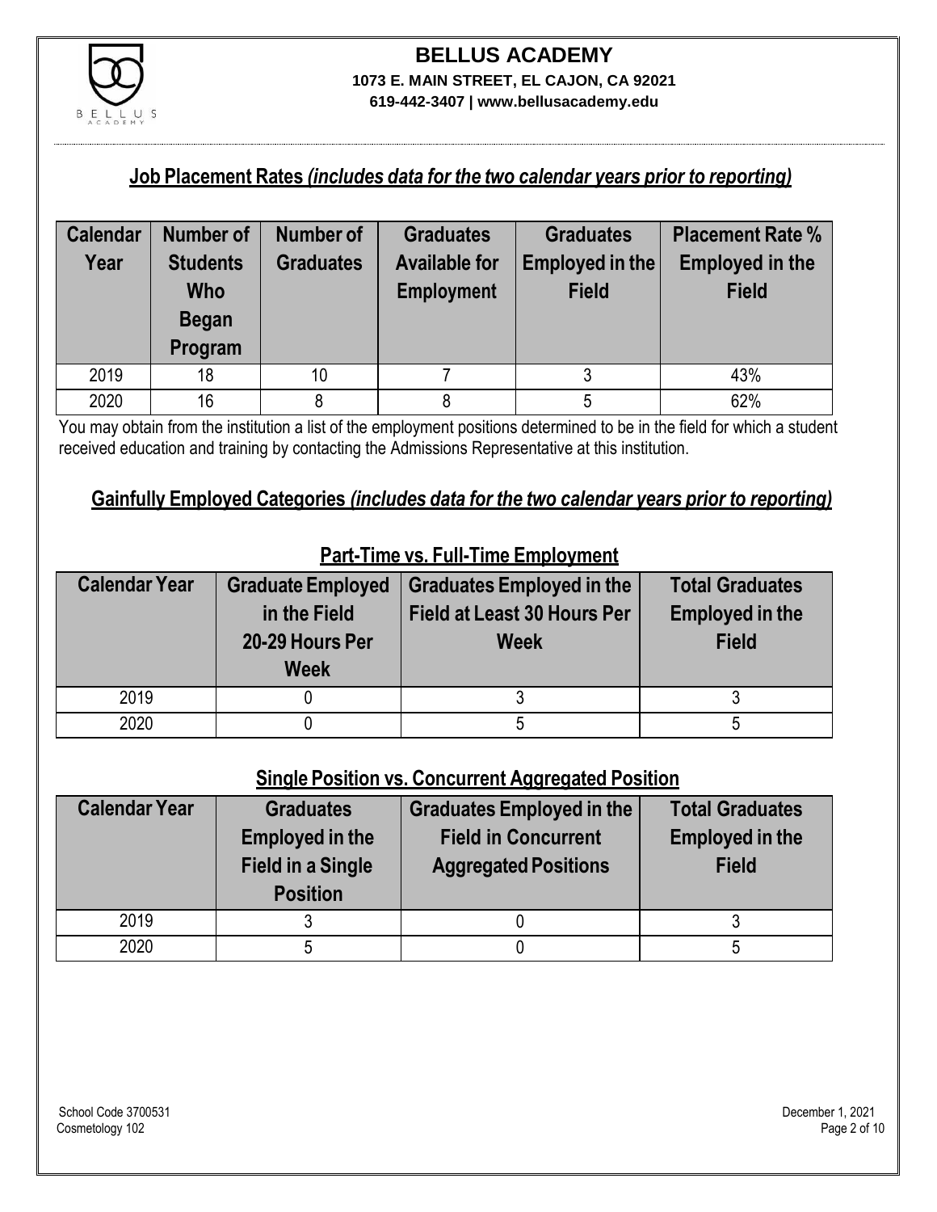## Job Placement Rates *(includes data for the two calendar years prior to reporting)*

| Calendar Year | Number of Students Who Began Program | Number of Graduates | Graduates Available for Employment | Graduates Employed in the Field | Placement Rate % Employed in the Field |
|---|---|---|---|---|---|
| 2019 | 18 | 10 | 7 | 3 | 43% |
| 2020 | 16 | 8 | 8 | 5 | 62% |

You may obtain from the institution a list of the employment positions determined to be in the field for which a student received education and training by contacting the Admissions Representative at this institution.

## Gainfully Employed Categories *(includes data for the two calendar years prior to reporting)*

### Part-Time vs. Full-Time Employment

| Calendar Year | Graduate Employed in the Field 20-29 Hours Per Week | Graduates Employed in the Field at Least 30 Hours Per Week | Total Graduates Employed in the Field |
|---|---|---|---|
| 2019 | 0 | 3 | 3 |
| 2020 | 0 | 5 | 5 |

### Single Position vs. Concurrent Aggregated Position

| Calendar Year | Graduates Employed in the Field in a Single Position | Graduates Employed in the Field in Concurrent Aggregated Positions | Total Graduates Employed in the Field |
|---|---|---|---|
| 2019 | 3 | 0 | 3 |
| 2020 | 5 | 0 | 5 |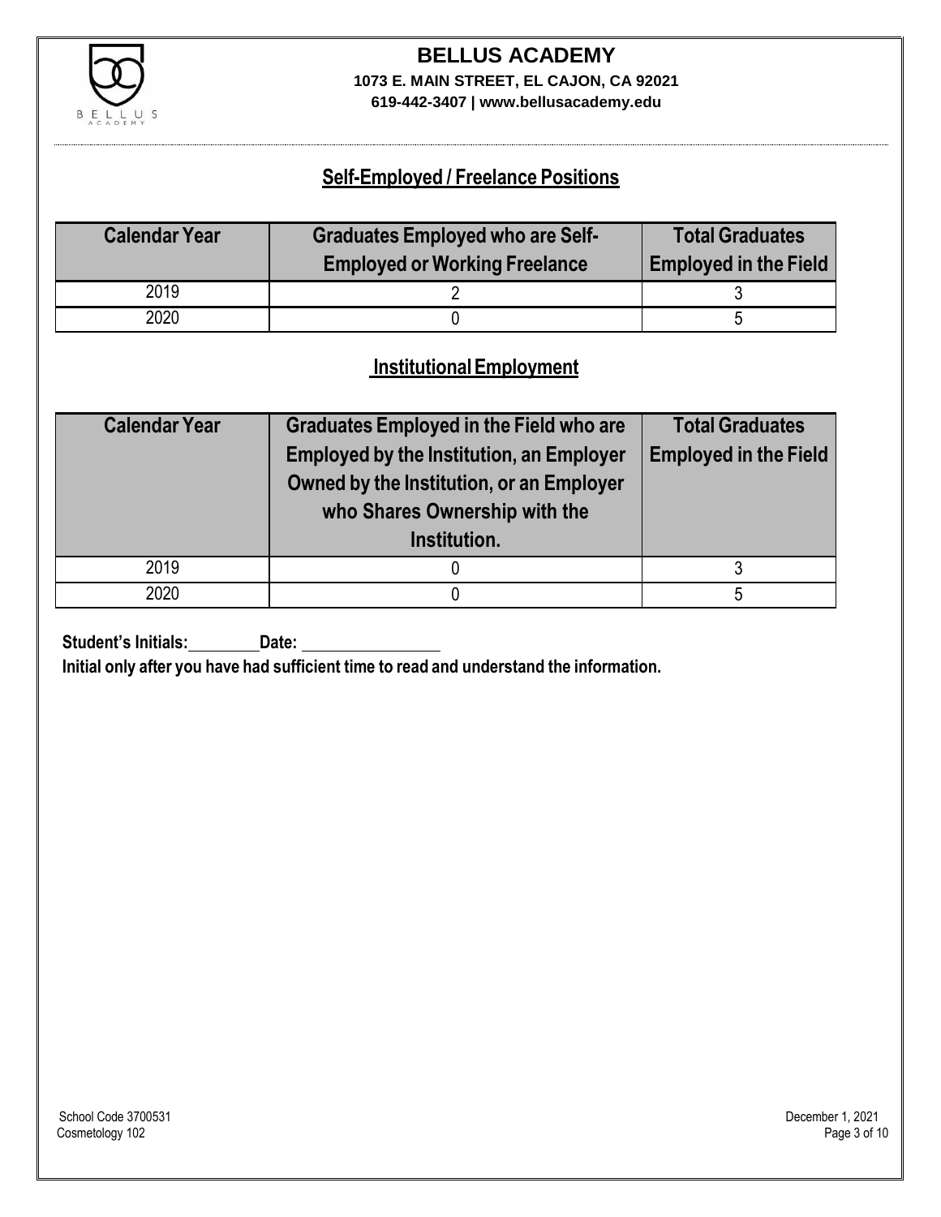**BELLUS ACADEMY**
**1073 E. MAIN STREET, EL CAJON, CA 92021**
**619-442-3407 | www.bellusacademy.edu**

## Self-Employed / Freelance Positions

| Calendar Year | Graduates Employed who are Self-Employed or Working Freelance | Total Graduates Employed in the Field |
|---|---|---|
| 2019 | 2 | 3 |
| 2020 | 0 | 5 |

## Institutional Employment

| Calendar Year | Graduates Employed in the Field who are Employed by the Institution, an Employer Owned by the Institution, or an Employer who Shares Ownership with the Institution. | Total Graduates Employed in the Field |
|---|---|---|
| 2019 | 0 | 3 |
| 2020 | 0 | 5 |

**Student's Initials:\_\_\_\_\_\_\_\_ Date: \_\_\_\_\_\_\_\_\_\_\_\_\_\_\_\_**

**Initial only after you have had sufficient time to read and understand the information.**

School Code 3700531
Cosmetology 102

December 1, 2021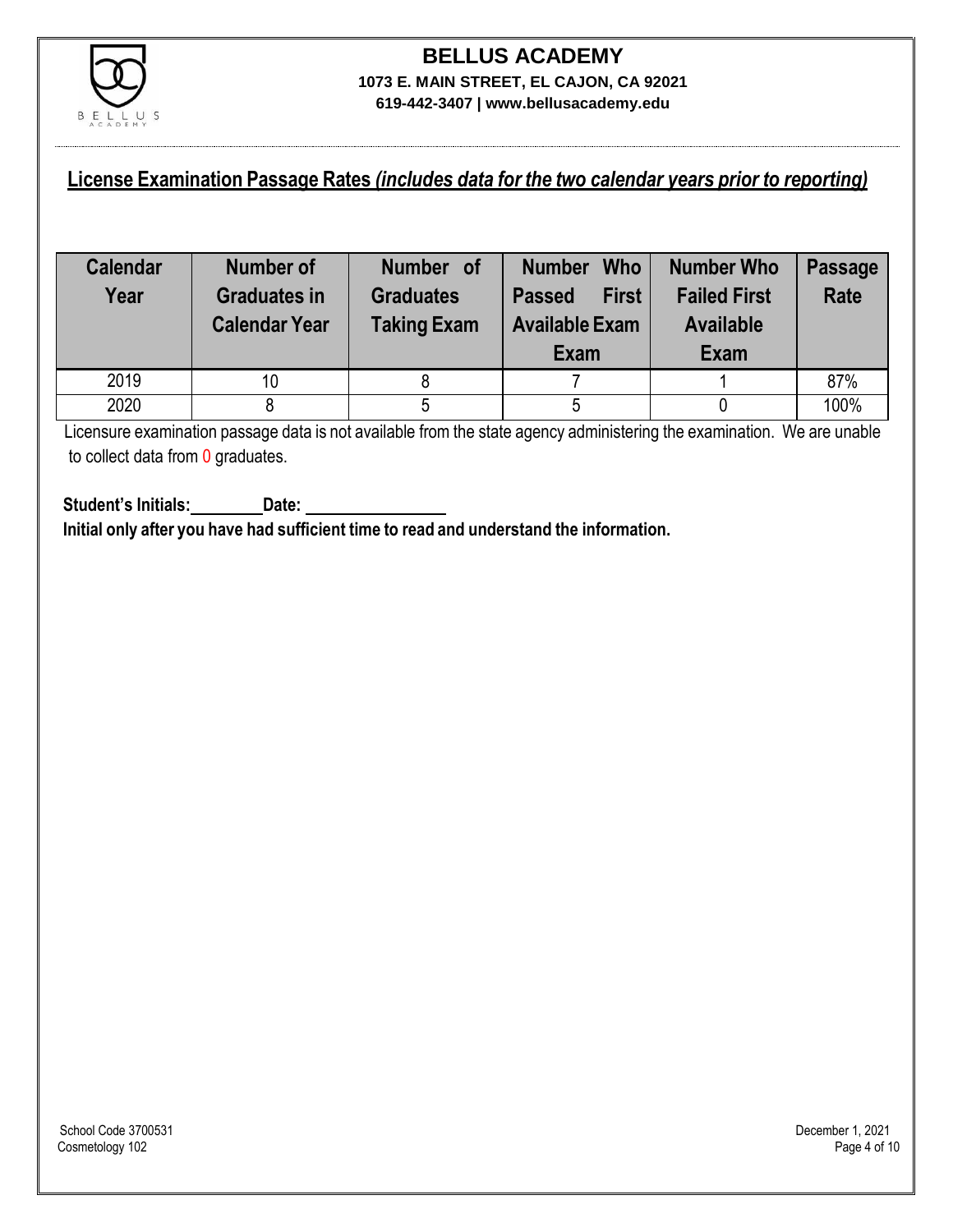# BELLUS ACADEMY

**1073 E. MAIN STREET, EL CAJON, CA 92021**
**619-442-3407 | www.bellusacademy.edu**

## License Examination Passage Rates *(includes data for the two calendar years prior to reporting)*

| Calendar Year | Number of Graduates in Calendar Year | Number of Graduates Taking Exam | Number Who Passed First Available Exam Exam | Number Who Failed First Available Exam | Passage Rate |
|---|---|---|---|---|---|
| 2019 | 10 | 8 | 7 | 1 | 87% |
| 2020 | 8 | 5 | 5 | 0 | 100% |

Licensure examination passage data is not available from the state agency administering the examination. We are unable to collect data from 0 graduates.

**Student's Initials:\_\_\_\_\_\_\_\_ Date: \_\_\_\_\_\_\_\_\_\_\_\_\_\_\_\_**
**Initial only after you have had sufficient time to read and understand the information.**

School Code 3700531
Cosmetology 102

December 1, 2021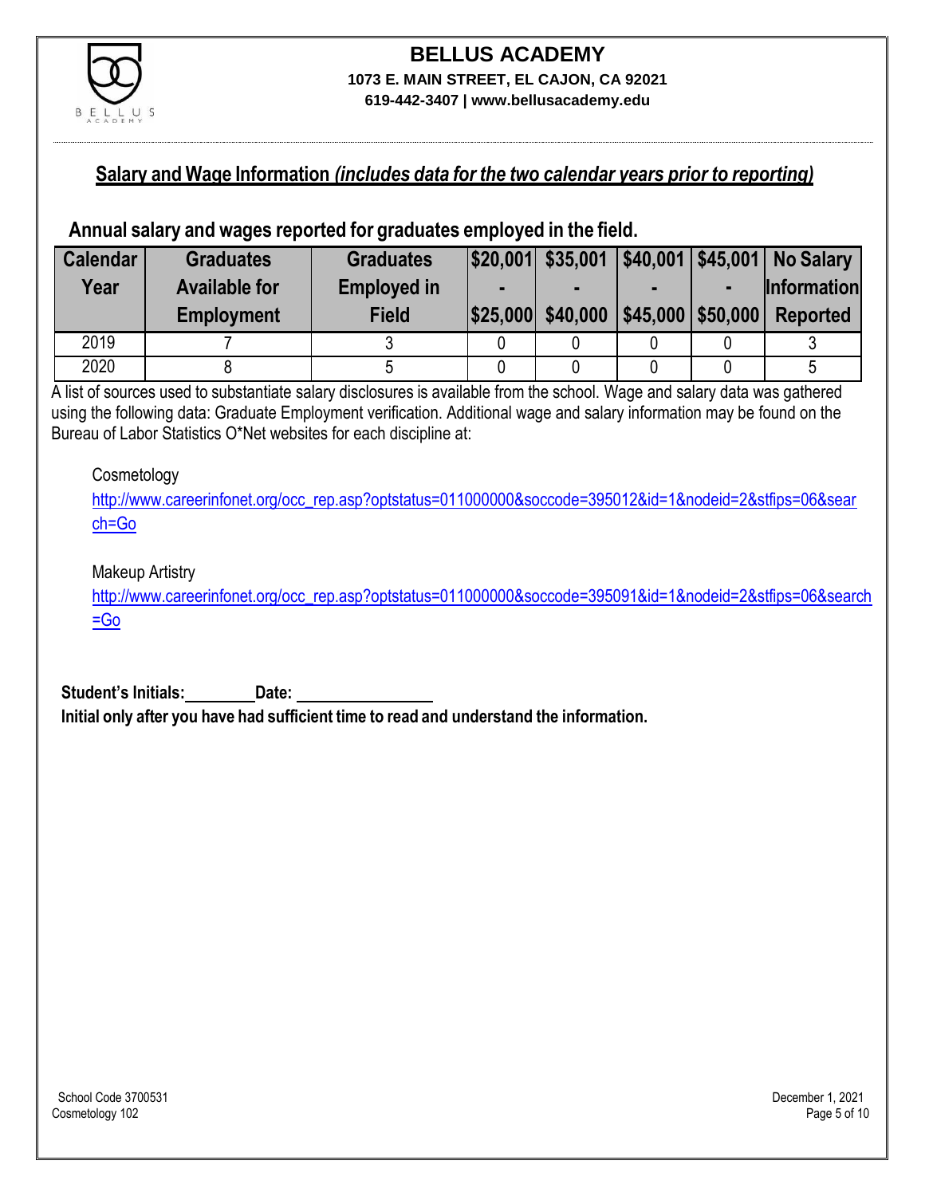# BELLUS ACADEMY

**1073 E. MAIN STREET, EL CAJON, CA 92021**
**619-442-3407 | www.bellusacademy.edu**

## Salary and Wage Information *(includes data for the two calendar years prior to reporting)*

### Annual salary and wages reported for graduates employed in the field.

| Calendar Year | Graduates Available for Employment | Graduates Employed in Field | $20,001 - $25,000 | $35,001 - $40,000 | $40,001 - $45,000 | $45,001 - $50,000 | No Salary Information Reported |
|---|---|---|---|---|---|---|---|
| 2019 | 7 | 3 | 0 | 0 | 0 | 0 | 3 |
| 2020 | 8 | 5 | 0 | 0 | 0 | 0 | 5 |

A list of sources used to substantiate salary disclosures is available from the school. Wage and salary data was gathered using the following data: Graduate Employment verification. Additional wage and salary information may be found on the Bureau of Labor Statistics O*Net websites for each discipline at:

Cosmetology
http://www.careerinfonet.org/occ_rep.asp?optstatus=011000000&soccode=395012&id=1&nodeid=2&stfips=06&search=Go

Makeup Artistry
http://www.careerinfonet.org/occ_rep.asp?optstatus=011000000&soccode=395091&id=1&nodeid=2&stfips=06&search=Go

**Student's Initials:**\_\_\_\_\_\_\_\_ **Date:** \_\_\_\_\_\_\_\_\_\_\_\_\_\_\_\_

**Initial only after you have had sufficient time to read and understand the information.**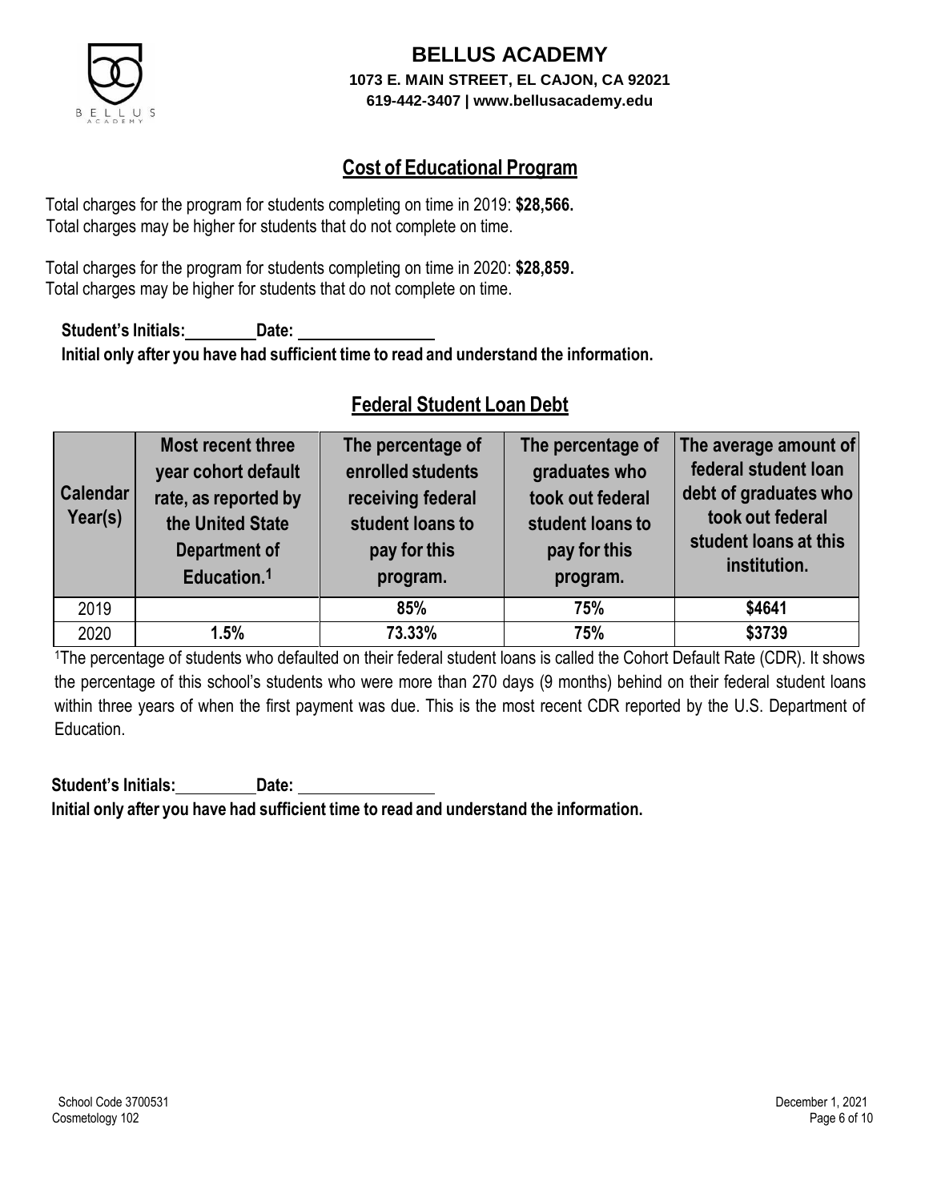# BELLUS ACADEMY

**1073 E. MAIN STREET, EL CAJON, CA 92021**
**619-442-3407 | www.bellusacademy.edu**

## Cost of Educational Program

Total charges for the program for students completing on time in 2019: **$28,566.**
Total charges may be higher for students that do not complete on time.

Total charges for the program for students completing on time in 2020: **$28,859.**
Total charges may be higher for students that do not complete on time.

**Student's Initials:\_\_\_\_\_\_\_\_ Date: \_\_\_\_\_\_\_\_\_\_\_\_\_\_\_\_**
**Initial only after you have had sufficient time to read and understand the information.**

## Federal Student Loan Debt

| Calendar Year(s) | Most recent three year cohort default rate, as reported by the United State Department of Education.[1] | The percentage of enrolled students receiving federal student loans to pay for this program. | The percentage of graduates who took out federal student loans to pay for this program. | The average amount of federal student loan debt of graduates who took out federal student loans at this institution. |
|---|---|---|---|---|
| 2019 | | **85%** | **75%** | **$4641** |
| 2020 | **1.5%** | **73.33%** | **75%** | **$3739** |

[1]The percentage of students who defaulted on their federal student loans is called the Cohort Default Rate (CDR). It shows the percentage of this school's students who were more than 270 days (9 months) behind on their federal student loans within three years of when the first payment was due. This is the most recent CDR reported by the U.S. Department of Education.

**Student's Initials:\_\_\_\_\_\_\_\_ Date: \_\_\_\_\_\_\_\_\_\_\_\_\_\_\_\_**
**Initial only after you have had sufficient time to read and understand the information.**

School Code 3700531
Cosmetology 102

December 1, 2021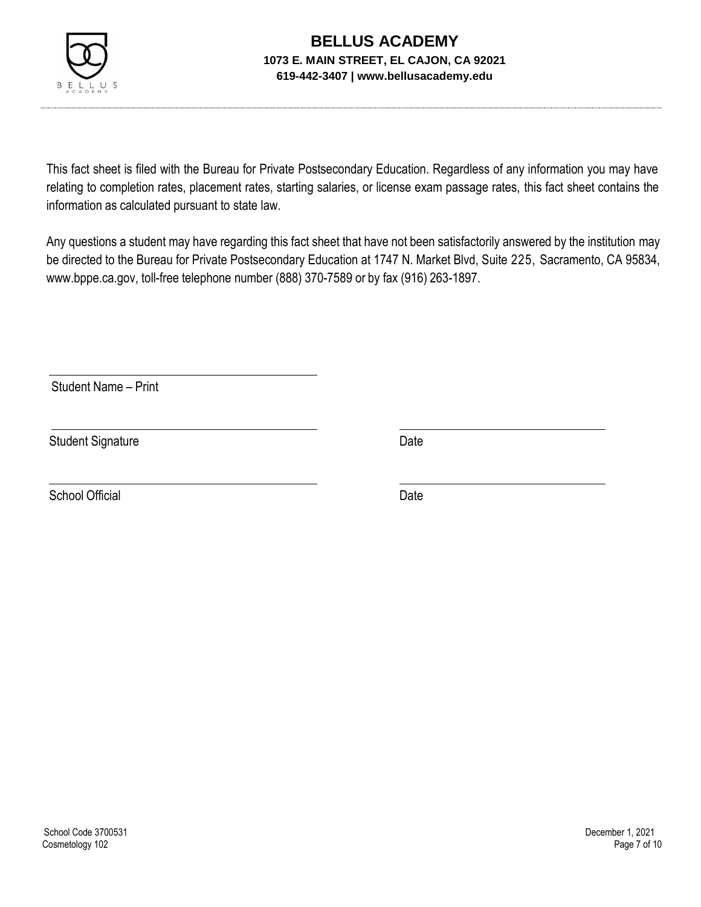# BELLUS ACADEMY

**1073 E. MAIN STREET, EL CAJON, CA 92021**

**619-442-3407 | www.bellusacademy.edu**

This fact sheet is filed with the Bureau for Private Postsecondary Education. Regardless of any information you may have relating to completion rates, placement rates, starting salaries, or license exam passage rates, this fact sheet contains the information as calculated pursuant to state law.

Any questions a student may have regarding this fact sheet that have not been satisfactorily answered by the institution may be directed to the Bureau for Private Postsecondary Education at 1747 N. Market Blvd, Suite 225, Sacramento, CA 95834, www.bppe.ca.gov, toll-free telephone number (888) 370-7589 or by fax (916) 263-1897.

\_\_\_\_\_\_\_\_\_\_\_\_\_\_\_\_\_\_\_\_\_\_\_\_\_\_\_\_\_\_\_\_\_\_\_\_\_\_\_\_

Student Name – Print

\_\_\_\_\_\_\_\_\_\_\_\_\_\_\_\_\_\_\_\_\_\_\_\_\_\_\_\_\_\_\_\_\_\_\_\_\_\_\_\_ \_\_\_\_\_\_\_\_\_\_\_\_\_\_\_\_\_\_\_\_\_\_\_\_\_\_\_\_\_\_

Student Signature Date

\_\_\_\_\_\_\_\_\_\_\_\_\_\_\_\_\_\_\_\_\_\_\_\_\_\_\_\_\_\_\_\_\_\_\_\_\_\_\_\_ \_\_\_\_\_\_\_\_\_\_\_\_\_\_\_\_\_\_\_\_\_\_\_\_\_\_\_\_\_\_

School Official Date

School Code 3700531
Cosmetology 102

December 1, 2021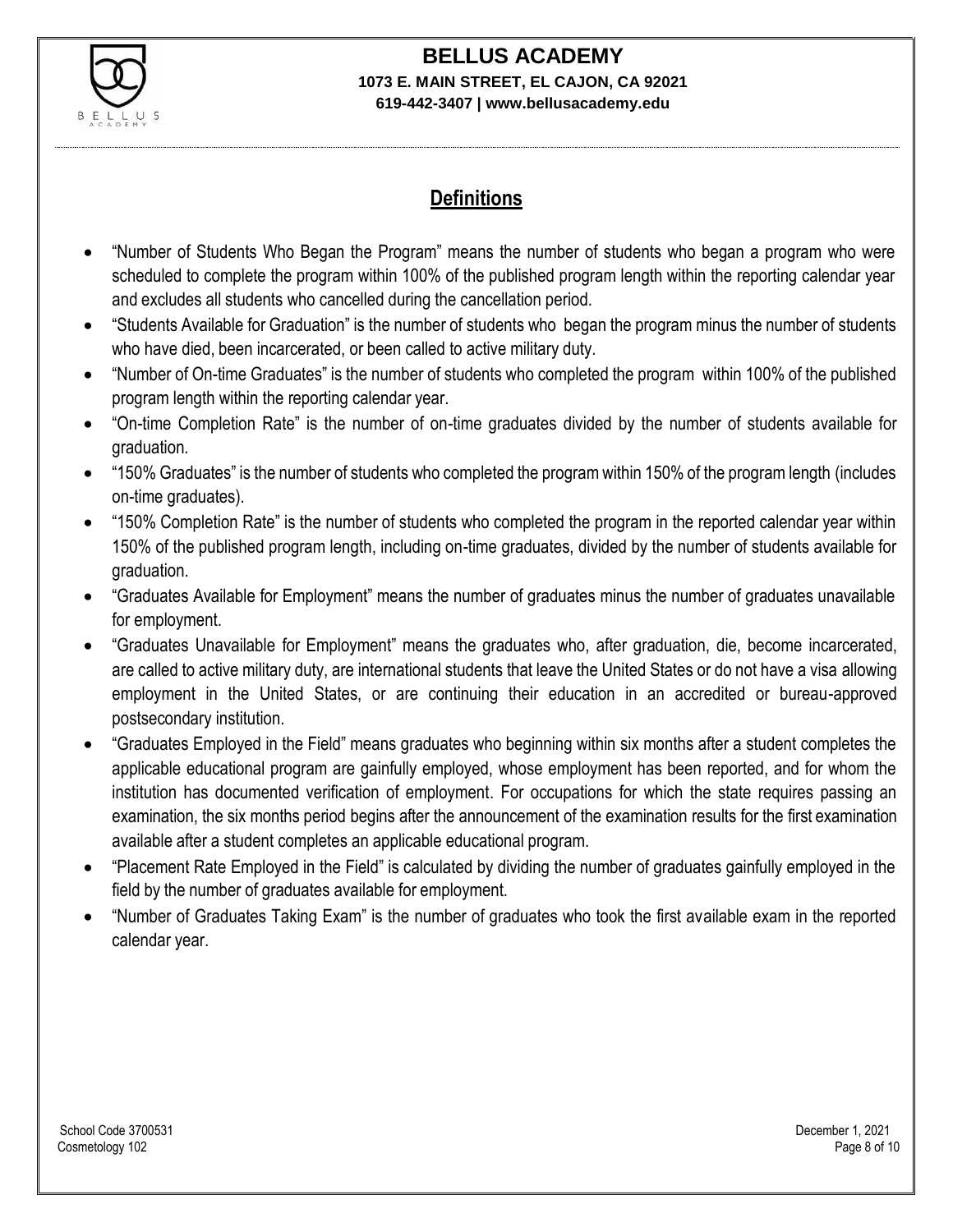## Definitions

- "Number of Students Who Began the Program" means the number of students who began a program who were scheduled to complete the program within 100% of the published program length within the reporting calendar year and excludes all students who cancelled during the cancellation period.
- "Students Available for Graduation" is the number of students who began the program minus the number of students who have died, been incarcerated, or been called to active military duty.
- "Number of On-time Graduates" is the number of students who completed the program within 100% of the published program length within the reporting calendar year.
- "On-time Completion Rate" is the number of on-time graduates divided by the number of students available for graduation.
- "150% Graduates" is the number of students who completed the program within 150% of the program length (includes on-time graduates).
- "150% Completion Rate" is the number of students who completed the program in the reported calendar year within 150% of the published program length, including on-time graduates, divided by the number of students available for graduation.
- "Graduates Available for Employment" means the number of graduates minus the number of graduates unavailable for employment.
- "Graduates Unavailable for Employment" means the graduates who, after graduation, die, become incarcerated, are called to active military duty, are international students that leave the United States or do not have a visa allowing employment in the United States, or are continuing their education in an accredited or bureau-approved postsecondary institution.
- "Graduates Employed in the Field" means graduates who beginning within six months after a student completes the applicable educational program are gainfully employed, whose employment has been reported, and for whom the institution has documented verification of employment. For occupations for which the state requires passing an examination, the six months period begins after the announcement of the examination results for the first examination available after a student completes an applicable educational program.
- "Placement Rate Employed in the Field" is calculated by dividing the number of graduates gainfully employed in the field by the number of graduates available for employment.
- "Number of Graduates Taking Exam" is the number of graduates who took the first available exam in the reported calendar year.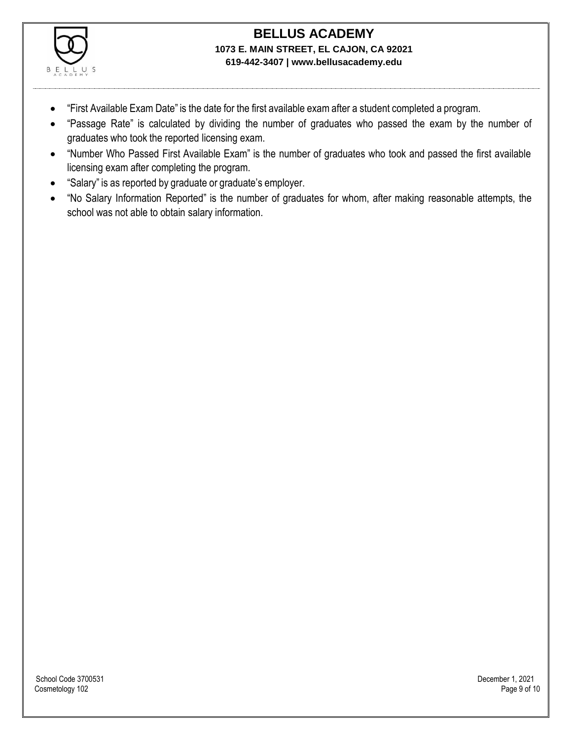- "First Available Exam Date" is the date for the first available exam after a student completed a program.
- "Passage Rate" is calculated by dividing the number of graduates who passed the exam by the number of graduates who took the reported licensing exam.
- "Number Who Passed First Available Exam" is the number of graduates who took and passed the first available licensing exam after completing the program.
- "Salary" is as reported by graduate or graduate's employer.
- "No Salary Information Reported" is the number of graduates for whom, after making reasonable attempts, the school was not able to obtain salary information.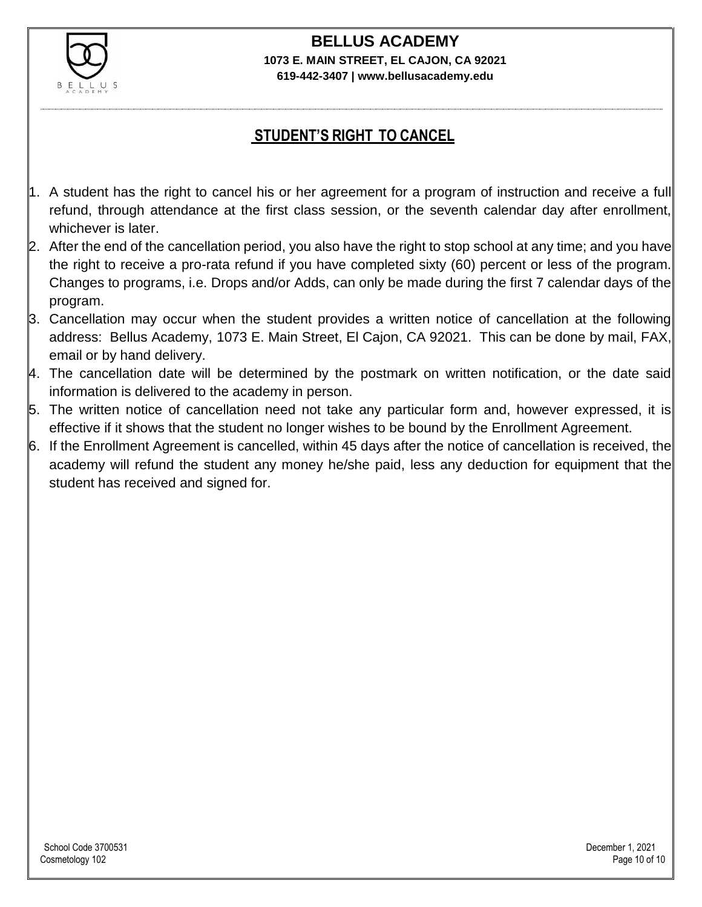# BELLUS ACADEMY

**1073 E. MAIN STREET, EL CAJON, CA 92021**

**619-442-3407 | www.bellusacademy.edu**

## STUDENT'S RIGHT TO CANCEL

1. A student has the right to cancel his or her agreement for a program of instruction and receive a full refund, through attendance at the first class session, or the seventh calendar day after enrollment, whichever is later.
2. After the end of the cancellation period, you also have the right to stop school at any time; and you have the right to receive a pro-rata refund if you have completed sixty (60) percent or less of the program. Changes to programs, i.e. Drops and/or Adds, can only be made during the first 7 calendar days of the program.
3. Cancellation may occur when the student provides a written notice of cancellation at the following address: Bellus Academy, 1073 E. Main Street, El Cajon, CA 92021. This can be done by mail, FAX, email or by hand delivery.
4. The cancellation date will be determined by the postmark on written notification, or the date said information is delivered to the academy in person.
5. The written notice of cancellation need not take any particular form and, however expressed, it is effective if it shows that the student no longer wishes to be bound by the Enrollment Agreement.
6. If the Enrollment Agreement is cancelled, within 45 days after the notice of cancellation is received, the academy will refund the student any money he/she paid, less any deduction for equipment that the student has received and signed for.

School Code 3700531
Cosmetology 102

December 1, 2021